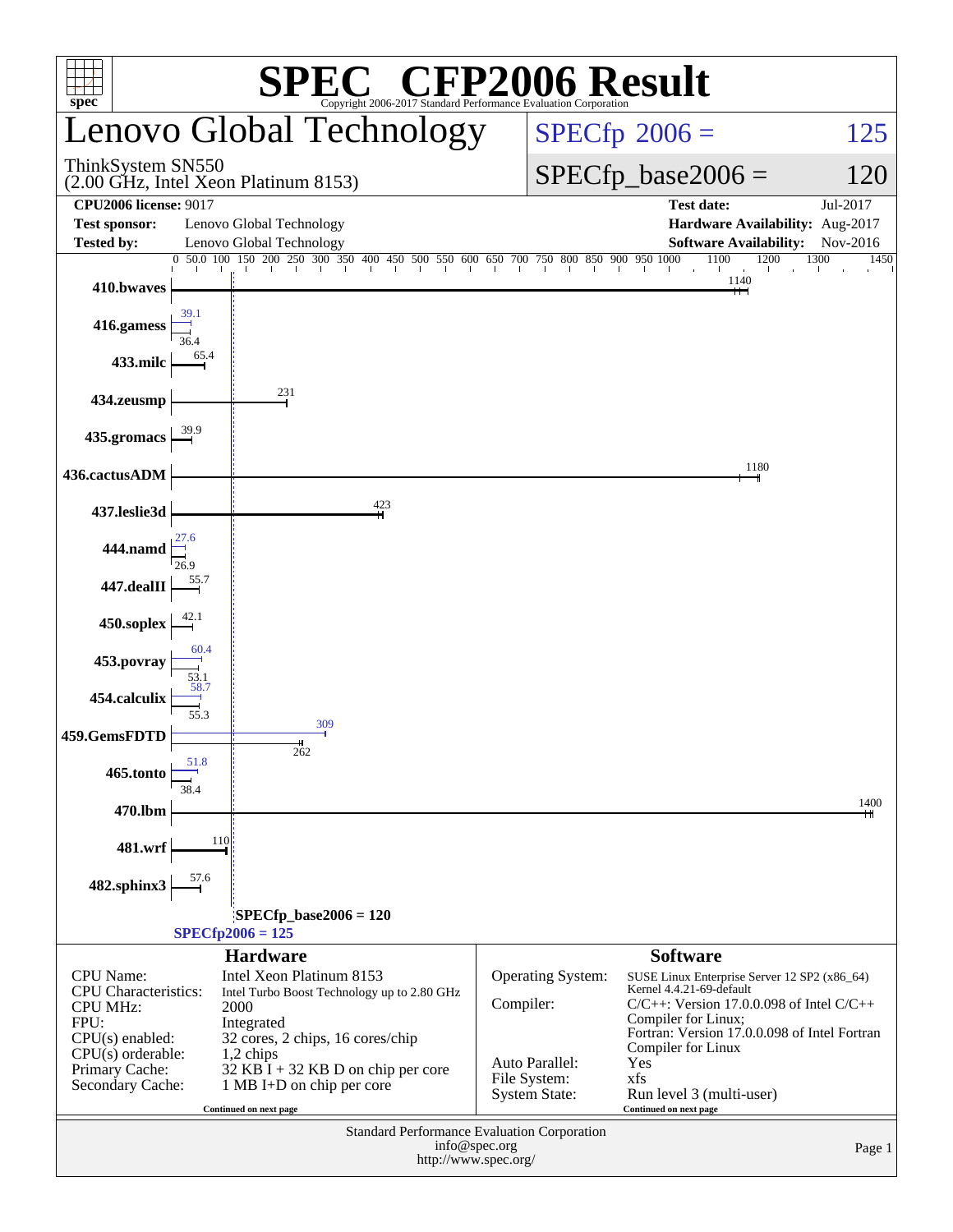# SPEC CFP2006 Result

Copyright 2006-2017 Standard Performance Evaluation Corporation

## Lenovo Global Technology

ThinkSystem SN550
(2.00 GHz, Intel Xeon Platinum 8153)

SPECfp 2006 = 125

SPECfp_base2006 = 120

| | | | |
|---|---|---|---|
| **CPU2006 license:** 9017 | | **Test date:** | Jul-2017 |
| **Test sponsor:** | Lenovo Global Technology | **Hardware Availability:** | Aug-2017 |
| **Tested by:** | Lenovo Global Technology | **Software Availability:** | Nov-2016 |

| Benchmark | Base | Peak |
|---|---|---|
| 410.bwaves | 1140 | |
| 416.gamess | 36.4 | 39.1 |
| 433.milc | 65.4 | |
| 434.zeusmp | 231 | |
| 435.gromacs | 39.9 | |
| 436.cactusADM | 1180 | |
| 437.leslie3d | 423 | |
| 444.namd | 26.9 | 27.6 |
| 447.dealII | 55.7 | |
| 450.soplex | 42.1 | |
| 453.povray | 53.1 | 60.4 |
| 454.calculix | 55.3 | 58.7 |
| 459.GemsFDTD | 262 | 309 |
| 465.tonto | 38.4 | 51.8 |
| 470.lbm | 1400 | |
| 481.wrf | 110 | |
| 482.sphinx3 | 57.6 | |

SPECfp_base2006 = 120

SPECfp2006 = 125

## Hardware

| | |
|---|---|
| CPU Name: | Intel Xeon Platinum 8153 |
| CPU Characteristics: | Intel Turbo Boost Technology up to 2.80 GHz |
| CPU MHz: | 2000 |
| FPU: | Integrated |
| CPU(s) enabled: | 32 cores, 2 chips, 16 cores/chip |
| CPU(s) orderable: | 1,2 chips |
| Primary Cache: | 32 KB I + 32 KB D on chip per core |
| Secondary Cache: | 1 MB I+D on chip per core |

Continued on next page

## Software

| | |
|---|---|
| Operating System: | SUSE Linux Enterprise Server 12 SP2 (x86_64) Kernel 4.4.21-69-default |
| Compiler: | C/C++: Version 17.0.0.098 of Intel C/C++ Compiler for Linux; Fortran: Version 17.0.0.098 of Intel Fortran Compiler for Linux |
| Auto Parallel: | Yes |
| File System: | xfs |
| System State: | Run level 3 (multi-user) |

Continued on next page

Standard Performance Evaluation Corporation
info@spec.org
http://www.spec.org/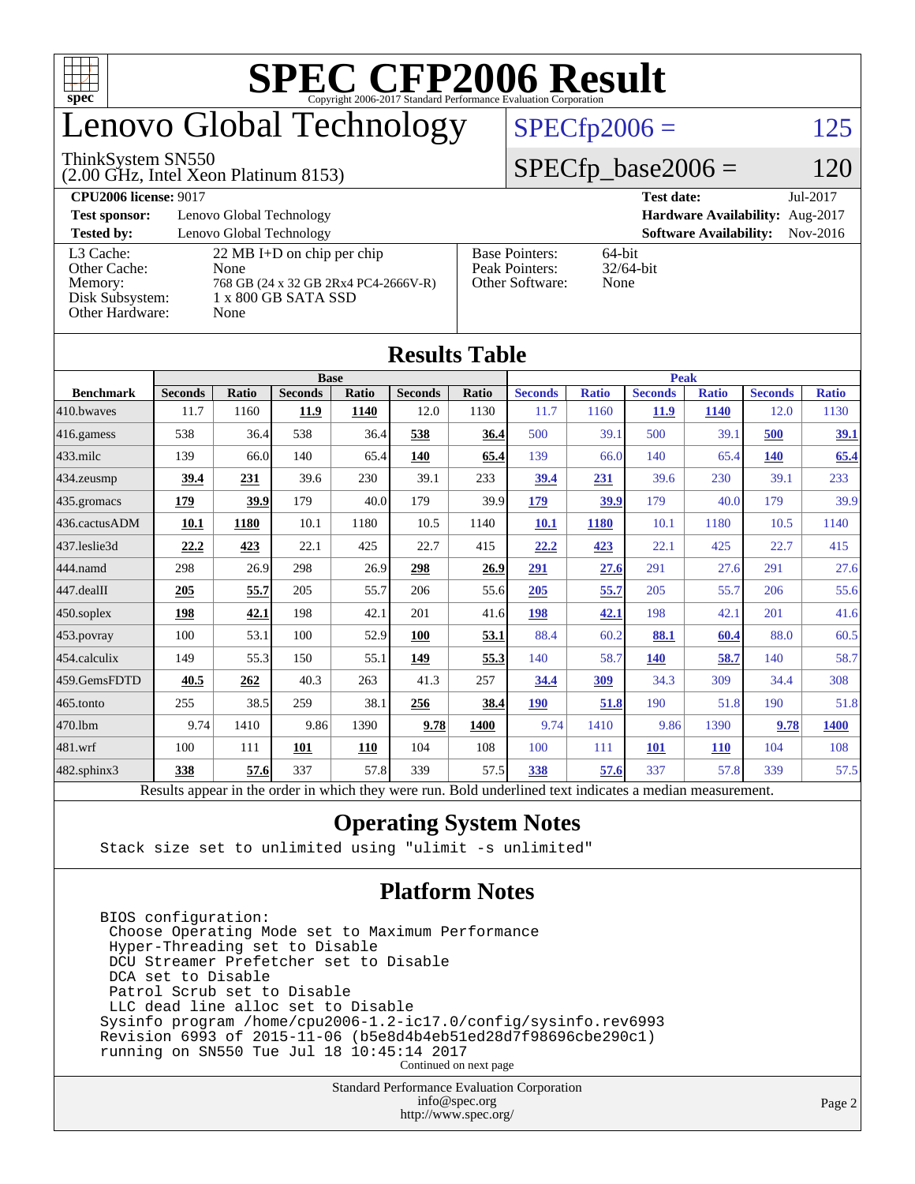# SPEC CFP2006 Result

Copyright 2006-2017 Standard Performance Evaluation Corporation

## Lenovo Global Technology

ThinkSystem SN550
(2.00 GHz, Intel Xeon Platinum 8153)

SPECfp2006 = 125

SPECfp_base2006 = 120

**CPU2006 license:** 9017 | **Test date:** Jul-2017
**Test sponsor:** Lenovo Global Technology | **Hardware Availability:** Aug-2017
**Tested by:** Lenovo Global Technology | **Software Availability:** Nov-2016

| | |
|---|---|
| L3 Cache: | 22 MB I+D on chip per chip |
| Other Cache: | None |
| Memory: | 768 GB (24 x 32 GB 2Rx4 PC4-2666V-R) |
| Disk Subsystem: | 1 x 800 GB SATA SSD |
| Other Hardware: | None |

| | |
|---|---|
| Base Pointers: | 64-bit |
| Peak Pointers: | 32/64-bit |
| Other Software: | None |

## Results Table

| | Base | | | | | | Peak | | | | | |
|---|---|---|---|---|---|---|---|---|---|---|---|---|
| **Benchmark** | **Seconds** | **Ratio** | **Seconds** | **Ratio** | **Seconds** | **Ratio** | **Seconds** | **Ratio** | **Seconds** | **Ratio** | **Seconds** | **Ratio** |
| 410.bwaves | 11.7 | 1160 | **11.9** | **1140** | 12.0 | 1130 | 11.7 | 1160 | **11.9** | **1140** | 12.0 | 1130 |
| 416.gamess | 538 | 36.4 | 538 | 36.4 | **538** | **36.4** | 500 | 39.1 | 500 | 39.1 | **500** | **39.1** |
| 433.milc | 139 | 66.0 | 140 | 65.4 | **140** | **65.4** | 139 | 66.0 | 140 | 65.4 | **140** | **65.4** |
| 434.zeusmp | **39.4** | **231** | 39.6 | 230 | 39.1 | 233 | **39.4** | **231** | 39.6 | 230 | 39.1 | 233 |
| 435.gromacs | **179** | **39.9** | 179 | 40.0 | 179 | 39.9 | **179** | **39.9** | 179 | 40.0 | 179 | 39.9 |
| 436.cactusADM | **10.1** | **1180** | 10.1 | 1180 | 10.5 | 1140 | **10.1** | **1180** | 10.1 | 1180 | 10.5 | 1140 |
| 437.leslie3d | **22.2** | **423** | 22.1 | 425 | 22.7 | 415 | **22.2** | **423** | 22.1 | 425 | 22.7 | 415 |
| 444.namd | 298 | 26.9 | 298 | 26.9 | **298** | **26.9** | **291** | **27.6** | 291 | 27.6 | 291 | 27.6 |
| 447.dealII | **205** | **55.7** | 205 | 55.7 | 206 | 55.6 | **205** | **55.7** | 205 | 55.7 | 206 | 55.6 |
| 450.soplex | **198** | **42.1** | 198 | 42.1 | 201 | 41.6 | **198** | **42.1** | 198 | 42.1 | 201 | 41.6 |
| 453.povray | 100 | 53.1 | 100 | 52.9 | **100** | **53.1** | 88.4 | 60.2 | **88.1** | **60.4** | 88.0 | 60.5 |
| 454.calculix | 149 | 55.3 | 150 | 55.1 | **149** | **55.3** | 140 | 58.7 | **140** | **58.7** | 140 | 58.7 |
| 459.GemsFDTD | **40.5** | **262** | 40.3 | 263 | 41.3 | 257 | **34.4** | **309** | 34.3 | 309 | 34.4 | 308 |
| 465.tonto | 255 | 38.5 | 259 | 38.1 | **256** | **38.4** | **190** | **51.8** | 190 | 51.8 | 190 | 51.8 |
| 470.lbm | 9.74 | 1410 | 9.86 | 1390 | **9.78** | **1400** | 9.74 | 1410 | 9.86 | 1390 | **9.78** | **1400** |
| 481.wrf | 100 | 111 | **101** | **110** | 104 | 108 | 100 | 111 | **101** | **110** | 104 | 108 |
| 482.sphinx3 | **338** | **57.6** | 337 | 57.8 | 339 | 57.5 | **338** | **57.6** | 337 | 57.8 | 339 | 57.5 |

Results appear in the order in which they were run. Bold underlined text indicates a median measurement.

## Operating System Notes

```
Stack size set to unlimited using "ulimit -s unlimited"
```

## Platform Notes

```
BIOS configuration:
 Choose Operating Mode set to Maximum Performance
 Hyper-Threading set to Disable
 DCU Streamer Prefetcher set to Disable
 DCA set to Disable
 Patrol Scrub set to Disable
 LLC dead line alloc set to Disable
Sysinfo program /home/cpu2006-1.2-ic17.0/config/sysinfo.rev6993
Revision 6993 of 2015-11-06 (b5e8d4b4eb51ed28d7f98696cbe290c1)
running on SN550 Tue Jul 18 10:45:14 2017
```

Continued on next page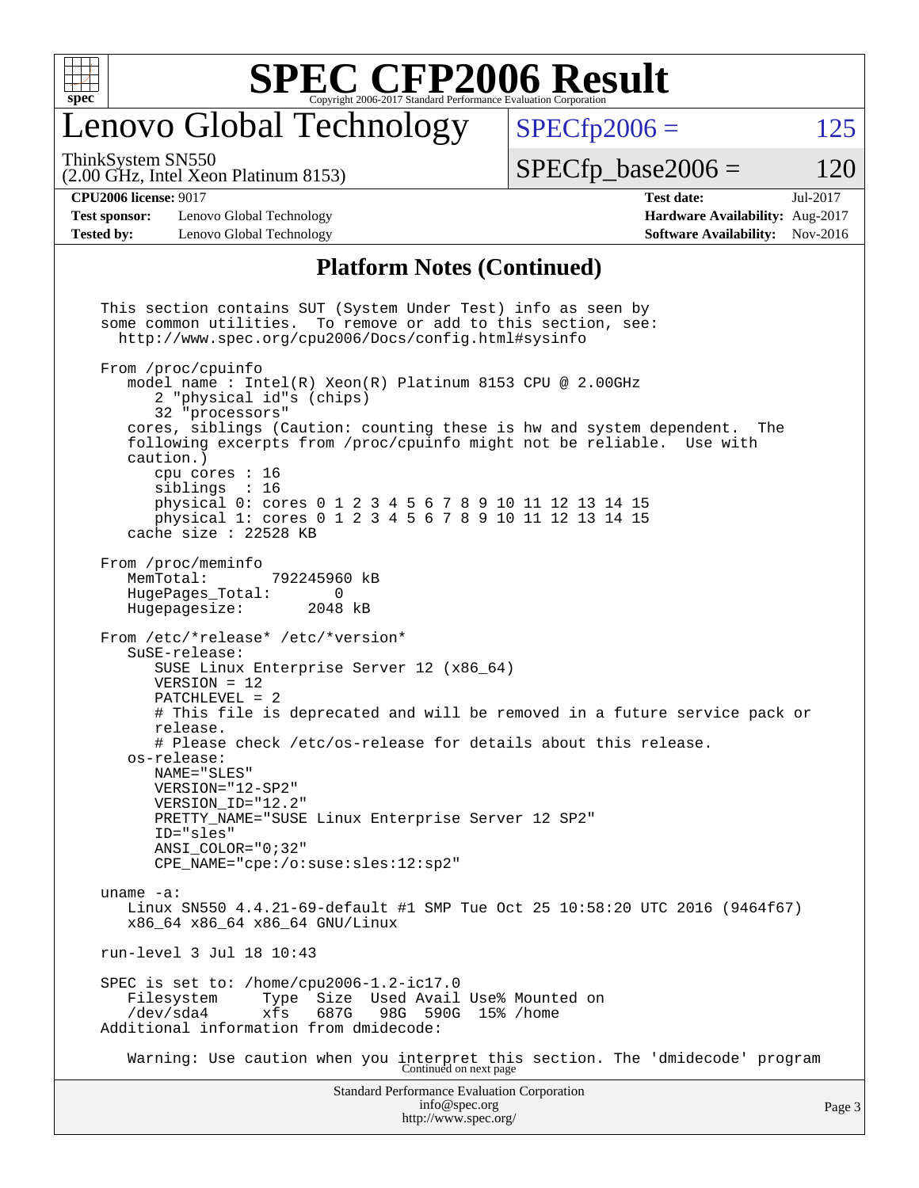# SPEC CFP2006 Result

Copyright 2006-2017 Standard Performance Evaluation Corporation

## Lenovo Global Technology

ThinkSystem SN550
(2.00 GHz, Intel Xeon Platinum 8153)

SPECfp2006 = 125

SPECfp_base2006 = 120

| | | | |
|---|---|---|---|
| **CPU2006 license:** 9017 | | **Test date:** | Jul-2017 |
| **Test sponsor:** | Lenovo Global Technology | **Hardware Availability:** | Aug-2017 |
| **Tested by:** | Lenovo Global Technology | **Software Availability:** | Nov-2016 |

### Platform Notes (Continued)

```
This section contains SUT (System Under Test) info as seen by
some common utilities.  To remove or add to this section, see:
  http://www.spec.org/cpu2006/Docs/config.html#sysinfo

From /proc/cpuinfo
   model name : Intel(R) Xeon(R) Platinum 8153 CPU @ 2.00GHz
      2 "physical id"s (chips)
      32 "processors"
   cores, siblings (Caution: counting these is hw and system dependent.  The
   following excerpts from /proc/cpuinfo might not be reliable.  Use with
   caution.)
      cpu cores : 16
      siblings  : 16
      physical 0: cores 0 1 2 3 4 5 6 7 8 9 10 11 12 13 14 15
      physical 1: cores 0 1 2 3 4 5 6 7 8 9 10 11 12 13 14 15
   cache size : 22528 KB

From /proc/meminfo
   MemTotal:       792245960 kB
   HugePages_Total:       0
   Hugepagesize:       2048 kB

From /etc/*release* /etc/*version*
   SuSE-release:
      SUSE Linux Enterprise Server 12 (x86_64)
      VERSION = 12
      PATCHLEVEL = 2
      # This file is deprecated and will be removed in a future service pack or
      release.
      # Please check /etc/os-release for details about this release.
   os-release:
      NAME="SLES"
      VERSION="12-SP2"
      VERSION_ID="12.2"
      PRETTY_NAME="SUSE Linux Enterprise Server 12 SP2"
      ID="sles"
      ANSI_COLOR="0;32"
      CPE_NAME="cpe:/o:suse:sles:12:sp2"

uname -a:
   Linux SN550 4.4.21-69-default #1 SMP Tue Oct 25 10:58:20 UTC 2016 (9464f67)
   x86_64 x86_64 x86_64 GNU/Linux

run-level 3 Jul 18 10:43

SPEC is set to: /home/cpu2006-1.2-ic17.0
   Filesystem     Type  Size  Used Avail Use% Mounted on
   /dev/sda4      xfs   687G   98G  590G  15% /home
Additional information from dmidecode:

   Warning: Use caution when you interpret this section. The 'dmidecode' program
```

Continued on next page

Standard Performance Evaluation Corporation
info@spec.org
http://www.spec.org/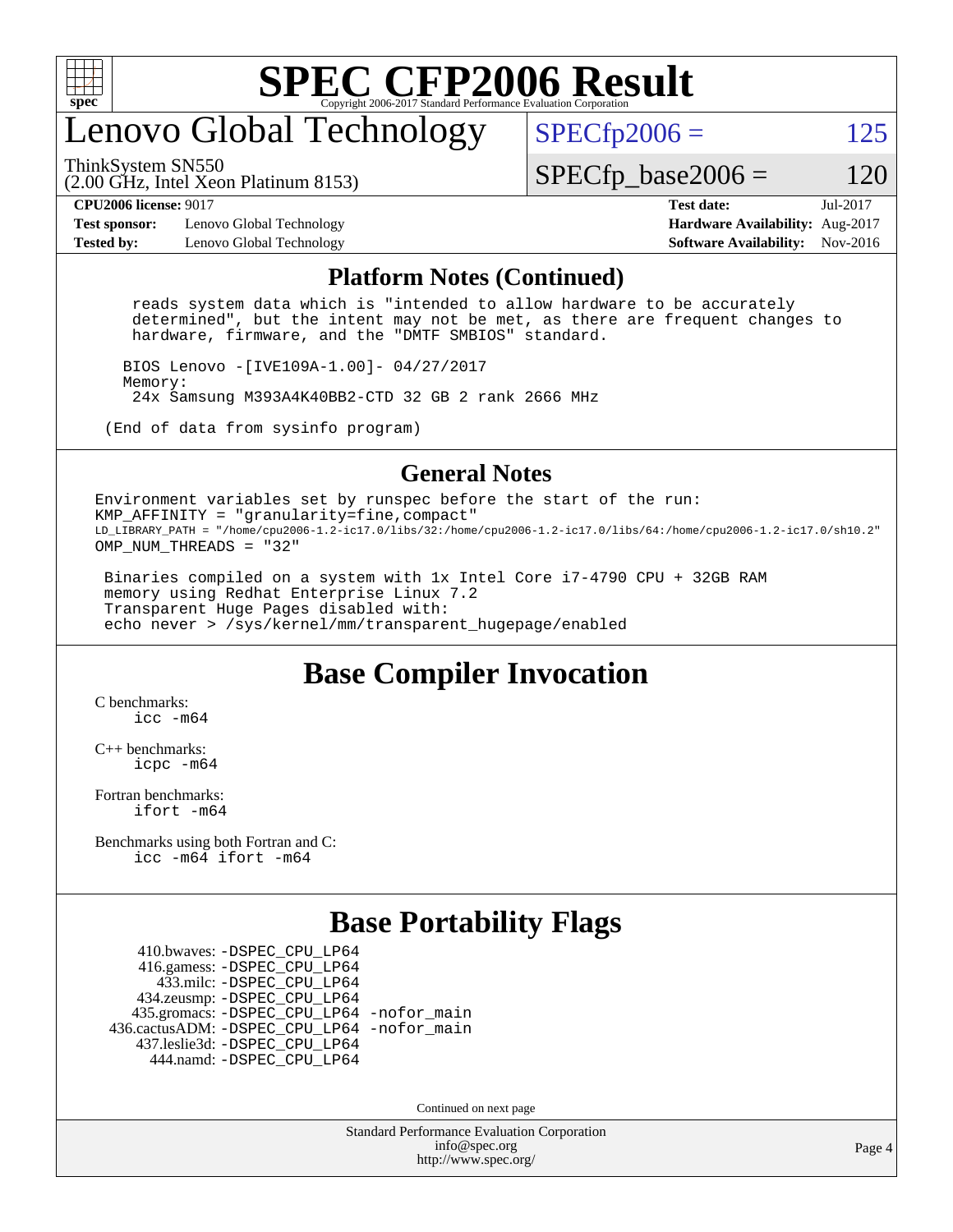# Lenovo Global Technology

ThinkSystem SN550
(2.00 GHz, Intel Xeon Platinum 8153)

SPECfp2006 = 125

SPECfp_base2006 = 120

**CPU2006 license:** 9017
**Test sponsor:** Lenovo Global Technology
**Tested by:** Lenovo Global Technology
**Test date:** Jul-2017
**Hardware Availability:** Aug-2017
**Software Availability:** Nov-2016

## Platform Notes (Continued)

```
    reads system data which is "intended to allow hardware to be accurately
    determined", but the intent may not be met, as there are frequent changes to
    hardware, firmware, and the "DMTF SMBIOS" standard.

   BIOS Lenovo -[IVE109A-1.00]- 04/27/2017
   Memory:
    24x Samsung M393A4K40BB2-CTD 32 GB 2 rank 2666 MHz

 (End of data from sysinfo program)
```

## General Notes

```
Environment variables set by runspec before the start of the run:
KMP_AFFINITY = "granularity=fine,compact"
LD_LIBRARY_PATH = "/home/cpu2006-1.2-ic17.0/libs/32:/home/cpu2006-1.2-ic17.0/libs/64:/home/cpu2006-1.2-ic17.0/sh10.2"
OMP_NUM_THREADS = "32"

 Binaries compiled on a system with 1x Intel Core i7-4790 CPU + 32GB RAM
 memory using Redhat Enterprise Linux 7.2
 Transparent Huge Pages disabled with:
 echo never > /sys/kernel/mm/transparent_hugepage/enabled
```

## Base Compiler Invocation

C benchmarks:
    icc -m64

C++ benchmarks:
    icpc -m64

Fortran benchmarks:
    ifort -m64

Benchmarks using both Fortran and C:
    icc -m64 ifort -m64

## Base Portability Flags

```
     410.bwaves: -DSPEC_CPU_LP64
     416.gamess: -DSPEC_CPU_LP64
       433.milc: -DSPEC_CPU_LP64
     434.zeusmp: -DSPEC_CPU_LP64
    435.gromacs: -DSPEC_CPU_LP64 -nofor_main
 436.cactusADM: -DSPEC_CPU_LP64 -nofor_main
   437.leslie3d: -DSPEC_CPU_LP64
       444.namd: -DSPEC_CPU_LP64
```

Continued on next page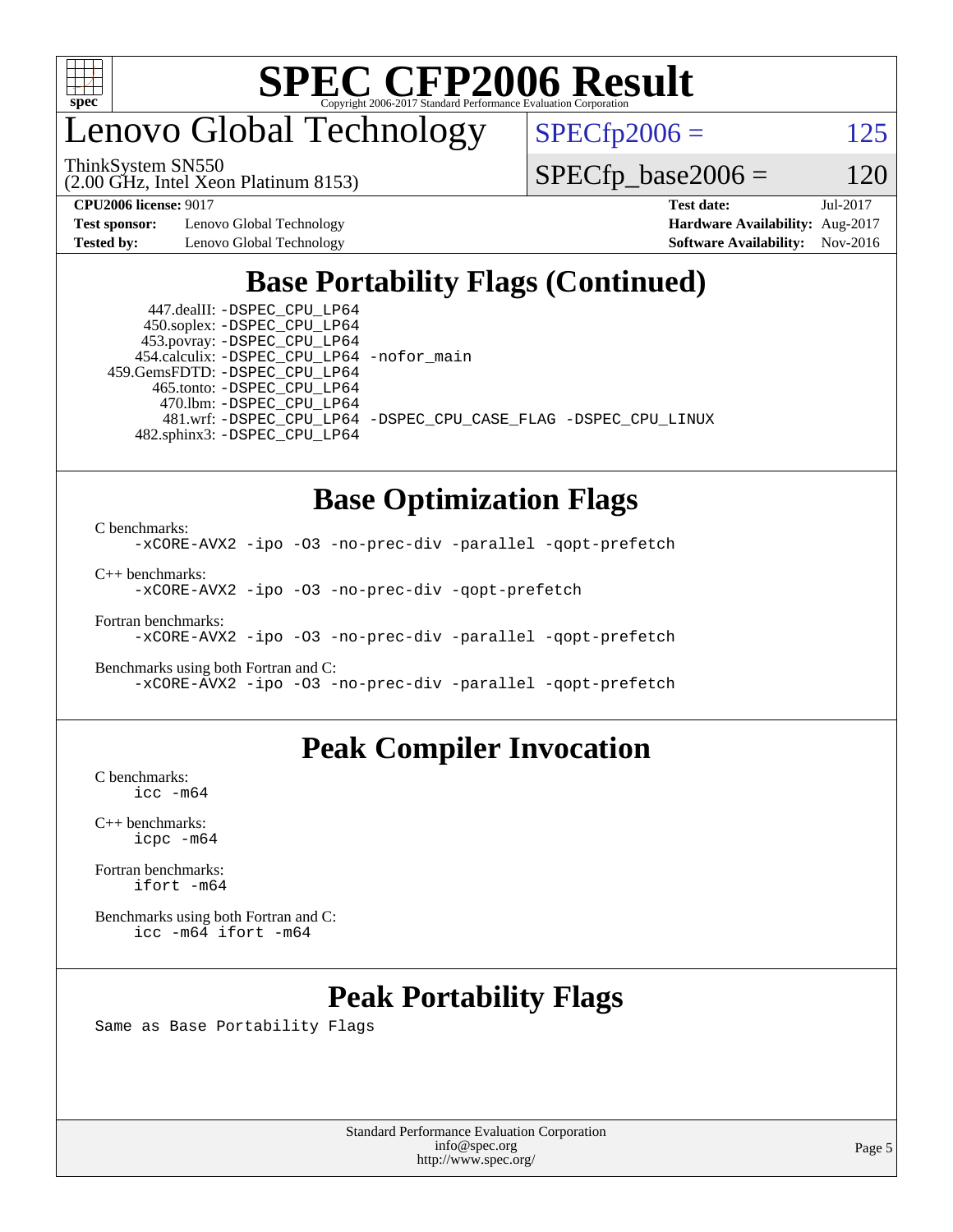# SPEC CFP2006 Result

Copyright 2006-2017 Standard Performance Evaluation Corporation

## Lenovo Global Technology

ThinkSystem SN550
(2.00 GHz, Intel Xeon Platinum 8153)

SPECfp2006 = 125

SPECfp_base2006 = 120

| | | | |
|---|---|---|---|
| **CPU2006 license:** 9017 | | **Test date:** | Jul-2017 |
| **Test sponsor:** | Lenovo Global Technology | **Hardware Availability:** | Aug-2017 |
| **Tested by:** | Lenovo Global Technology | **Software Availability:** | Nov-2016 |

## Base Portability Flags (Continued)

```
     447.dealII: -DSPEC_CPU_LP64
     450.soplex: -DSPEC_CPU_LP64
     453.povray: -DSPEC_CPU_LP64
   454.calculix: -DSPEC_CPU_LP64 -nofor_main
  459.GemsFDTD: -DSPEC_CPU_LP64
      465.tonto: -DSPEC_CPU_LP64
        470.lbm: -DSPEC_CPU_LP64
        481.wrf: -DSPEC_CPU_LP64 -DSPEC_CPU_CASE_FLAG -DSPEC_CPU_LINUX
    482.sphinx3: -DSPEC_CPU_LP64
```

## Base Optimization Flags

C benchmarks:
```
-xCORE-AVX2 -ipo -O3 -no-prec-div -parallel -qopt-prefetch
```

C++ benchmarks:
```
-xCORE-AVX2 -ipo -O3 -no-prec-div -qopt-prefetch
```

Fortran benchmarks:
```
-xCORE-AVX2 -ipo -O3 -no-prec-div -parallel -qopt-prefetch
```

Benchmarks using both Fortran and C:
```
-xCORE-AVX2 -ipo -O3 -no-prec-div -parallel -qopt-prefetch
```

## Peak Compiler Invocation

C benchmarks:
```
icc -m64
```

C++ benchmarks:
```
icpc -m64
```

Fortran benchmarks:
```
ifort -m64
```

Benchmarks using both Fortran and C:
```
icc -m64 ifort -m64
```

## Peak Portability Flags

Same as Base Portability Flags

Standard Performance Evaluation Corporation
info@spec.org
http://www.spec.org/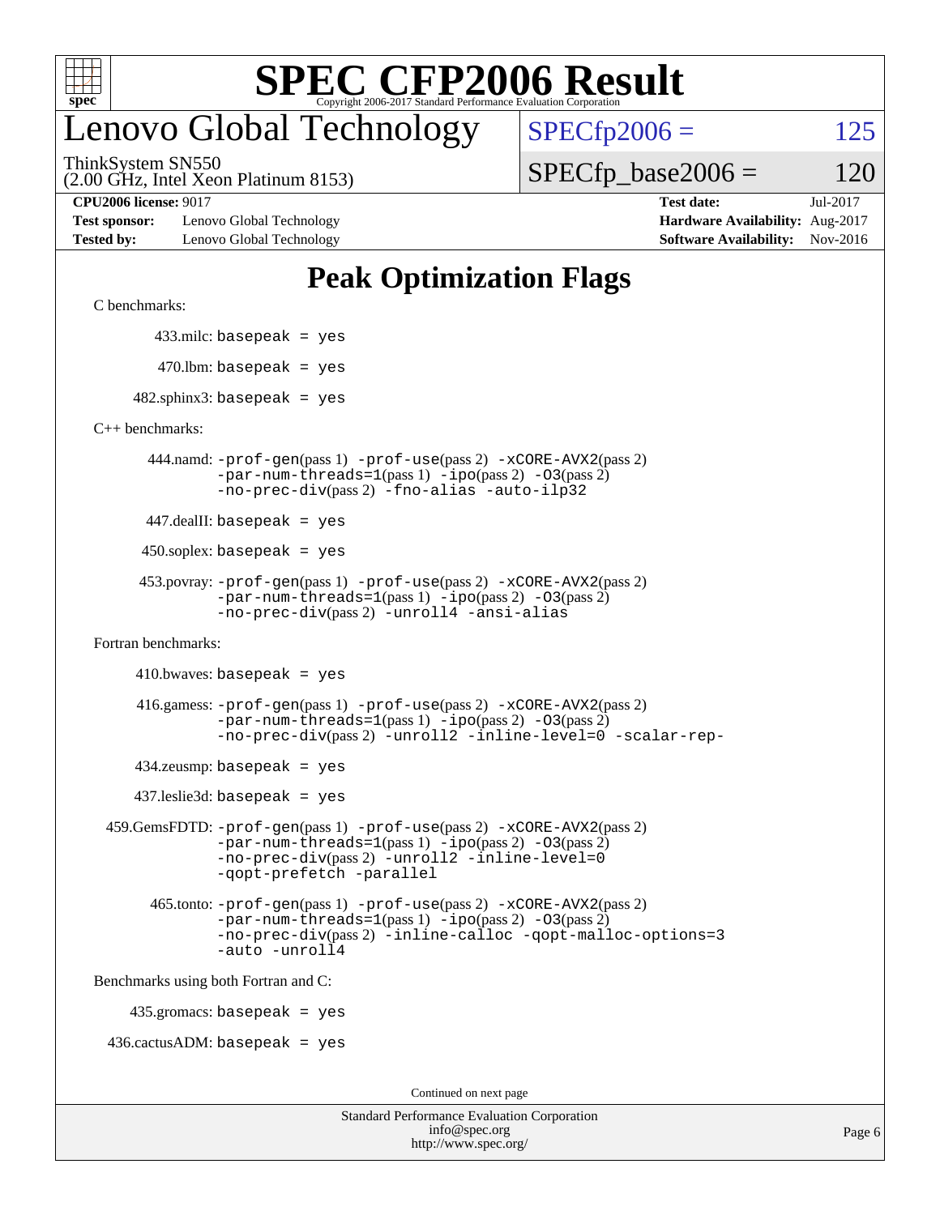# SPEC CFP2006 Result

Copyright 2006-2017 Standard Performance Evaluation Corporation

## Lenovo Global Technology

ThinkSystem SN550
(2.00 GHz, Intel Xeon Platinum 8153)

SPECfp2006 = 125

SPECfp_base2006 = 120

| | | | |
|---|---|---|---|
| **CPU2006 license:** 9017 | | **Test date:** | Jul-2017 |
| **Test sponsor:** | Lenovo Global Technology | **Hardware Availability:** | Aug-2017 |
| **Tested by:** | Lenovo Global Technology | **Software Availability:** | Nov-2016 |

## Peak Optimization Flags

C benchmarks:

433.milc: basepeak = yes

470.lbm: basepeak = yes

482.sphinx3: basepeak = yes

C++ benchmarks:

444.namd: -prof-gen(pass 1) -prof-use(pass 2) -xCORE-AVX2(pass 2) -par-num-threads=1(pass 1) -ipo(pass 2) -O3(pass 2) -no-prec-div(pass 2) -fno-alias -auto-ilp32

447.dealII: basepeak = yes

450.soplex: basepeak = yes

453.povray: -prof-gen(pass 1) -prof-use(pass 2) -xCORE-AVX2(pass 2) -par-num-threads=1(pass 1) -ipo(pass 2) -O3(pass 2) -no-prec-div(pass 2) -unroll4 -ansi-alias

Fortran benchmarks:

410.bwaves: basepeak = yes

416.gamess: -prof-gen(pass 1) -prof-use(pass 2) -xCORE-AVX2(pass 2) -par-num-threads=1(pass 1) -ipo(pass 2) -O3(pass 2) -no-prec-div(pass 2) -unroll2 -inline-level=0 -scalar-rep-

434.zeusmp: basepeak = yes

437.leslie3d: basepeak = yes

459.GemsFDTD: -prof-gen(pass 1) -prof-use(pass 2) -xCORE-AVX2(pass 2) -par-num-threads=1(pass 1) -ipo(pass 2) -O3(pass 2) -no-prec-div(pass 2) -unroll2 -inline-level=0 -qopt-prefetch -parallel

465.tonto: -prof-gen(pass 1) -prof-use(pass 2) -xCORE-AVX2(pass 2) -par-num-threads=1(pass 1) -ipo(pass 2) -O3(pass 2) -no-prec-div(pass 2) -inline-calloc -qopt-malloc-options=3 -auto -unroll4

Benchmarks using both Fortran and C:

435.gromacs: basepeak = yes

436.cactusADM: basepeak = yes

Continued on next page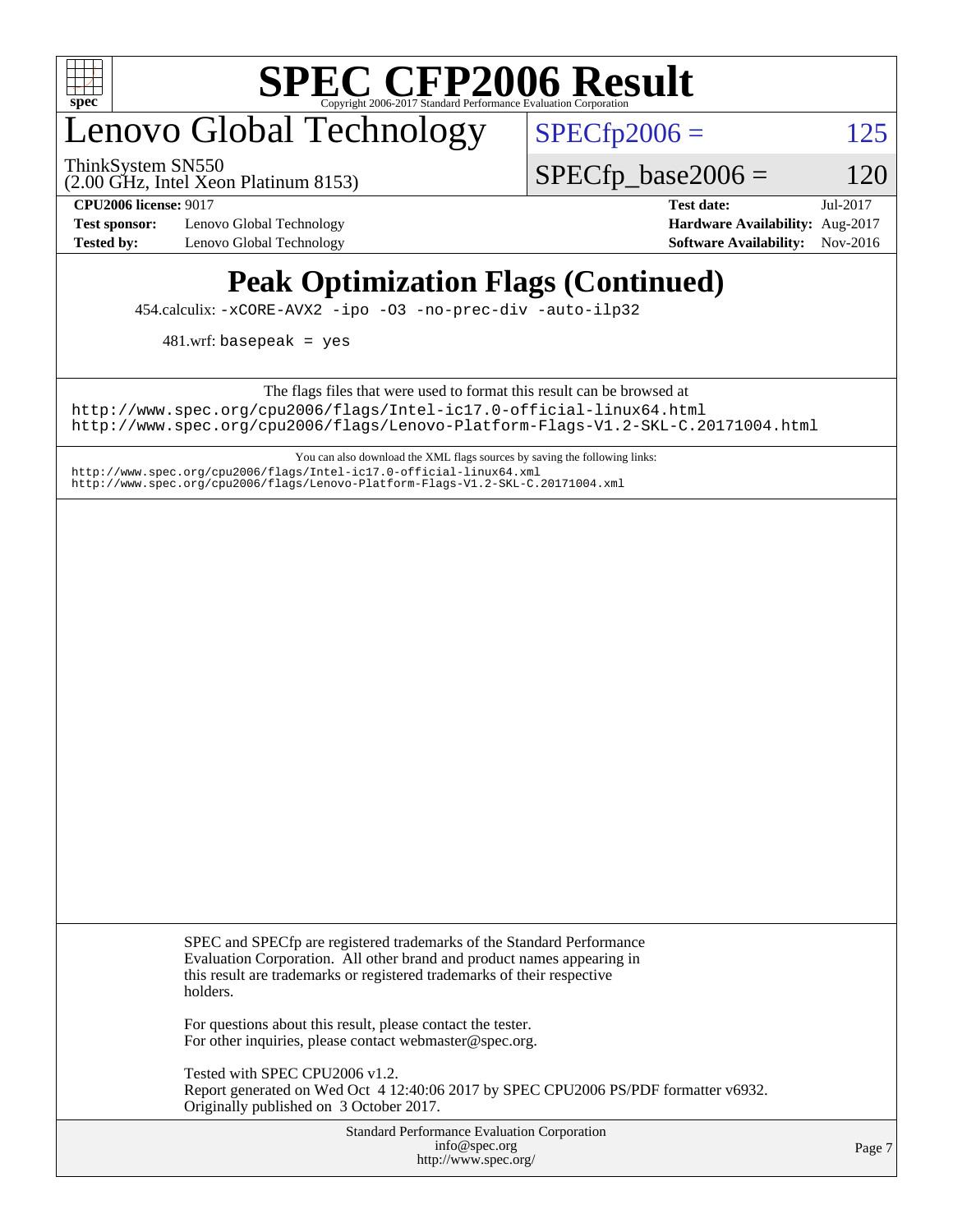# Peak Optimization Flags (Continued)

454.calculix: -xCORE-AVX2 -ipo -O3 -no-prec-div -auto-ilp32

481.wrf: basepeak = yes

The flags files that were used to format this result can be browsed at
http://www.spec.org/cpu2006/flags/Intel-ic17.0-official-linux64.html
http://www.spec.org/cpu2006/flags/Lenovo-Platform-Flags-V1.2-SKL-C.20171004.html

You can also download the XML flags sources by saving the following links:
http://www.spec.org/cpu2006/flags/Intel-ic17.0-official-linux64.xml
http://www.spec.org/cpu2006/flags/Lenovo-Platform-Flags-V1.2-SKL-C.20171004.xml

SPEC and SPECfp are registered trademarks of the Standard Performance Evaluation Corporation. All other brand and product names appearing in this result are trademarks or registered trademarks of their respective holders.

For questions about this result, please contact the tester.
For other inquiries, please contact webmaster@spec.org.

Tested with SPEC CPU2006 v1.2.
Report generated on Wed Oct 4 12:40:06 2017 by SPEC CPU2006 PS/PDF formatter v6932.
Originally published on 3 October 2017.